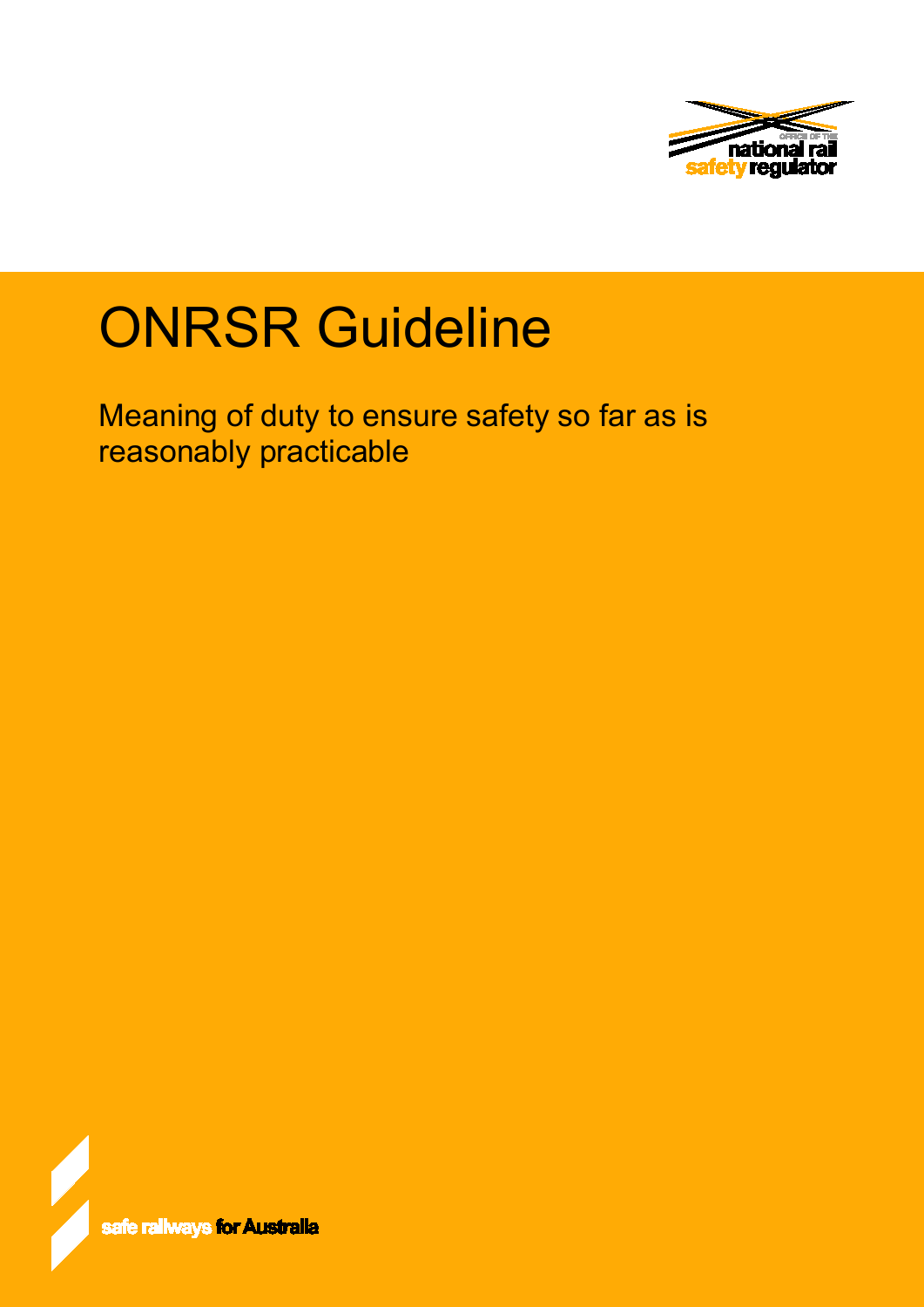OFFICE OF THE national rail safety regulator

# ONRSR Guideline

Meaning of duty to ensure safety so far as is reasonably practicable

safe railways for Australia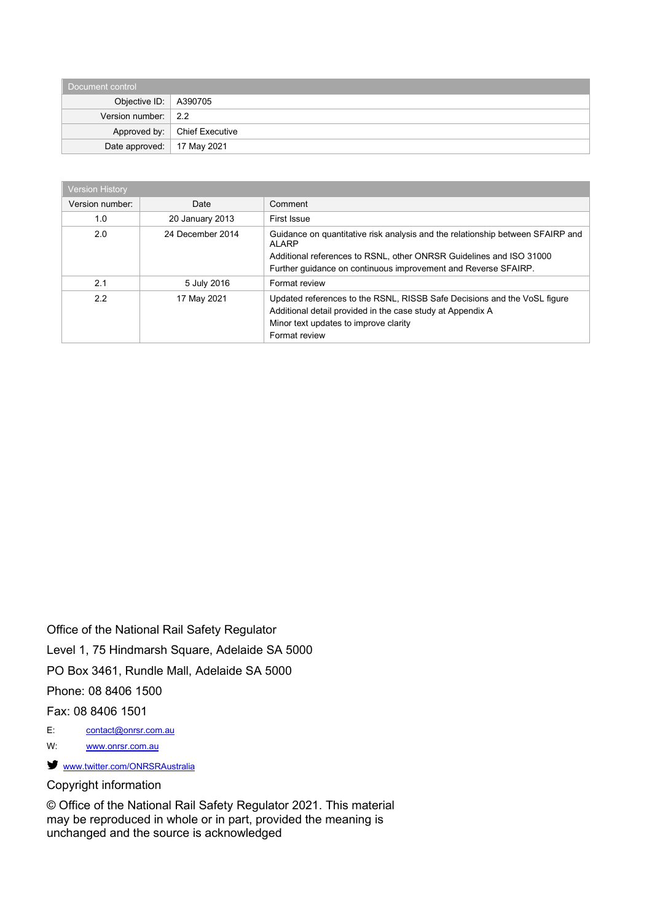| Document control | |
|---|---|
| Objective ID: | A390705 |
| Version number: | 2.2 |
| Approved by: | Chief Executive |
| Date approved: | 17 May 2021 |

| Version History | | |
|---|---|---|
| Version number: | Date | Comment |
| 1.0 | 20 January 2013 | First Issue |
| 2.0 | 24 December 2014 | Guidance on quantitative risk analysis and the relationship between SFAIRP and ALARP<br>Additional references to RSNL, other ONRSR Guidelines and ISO 31000<br>Further guidance on continuous improvement and Reverse SFAIRP. |
| 2.1 | 5 July 2016 | Format review |
| 2.2 | 17 May 2021 | Updated references to the RSNL, RISSB Safe Decisions and the VoSL figure<br>Additional detail provided in the case study at Appendix A<br>Minor text updates to improve clarity<br>Format review |

Office of the National Rail Safety Regulator

Level 1, 75 Hindmarsh Square, Adelaide SA 5000

PO Box 3461, Rundle Mall, Adelaide SA 5000

Phone: 08 8406 1500

Fax: 08 8406 1501

E: contact@onrsr.com.au

W: www.onrsr.com.au

www.twitter.com/ONRSRAustralia

Copyright information

© Office of the National Rail Safety Regulator 2021. This material may be reproduced in whole or in part, provided the meaning is unchanged and the source is acknowledged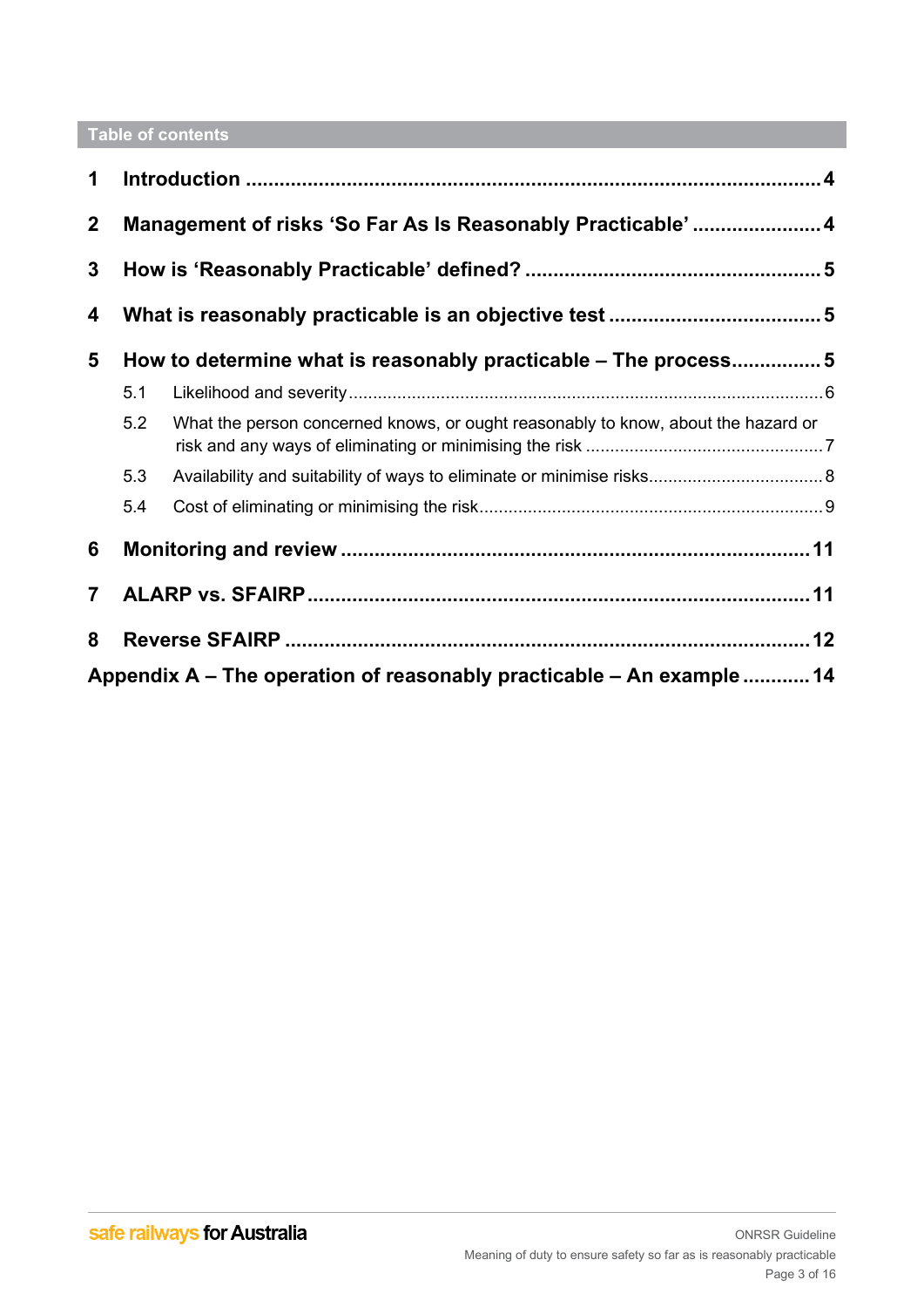## Table of contents

1 Introduction .......... 4

2 Management of risks 'So Far As Is Reasonably Practicable' .......... 4

3 How is 'Reasonably Practicable' defined? .......... 5

4 What is reasonably practicable is an objective test .......... 5

5 How to determine what is reasonably practicable – The process .......... 5

- 5.1 Likelihood and severity .......... 6
- 5.2 What the person concerned knows, or ought reasonably to know, about the hazard or risk and any ways of eliminating or minimising the risk .......... 7
- 5.3 Availability and suitability of ways to eliminate or minimise risks .......... 8
- 5.4 Cost of eliminating or minimising the risk .......... 9

6 Monitoring and review .......... 11

7 ALARP vs. SFAIRP .......... 11

8 Reverse SFAIRP .......... 12

Appendix A – The operation of reasonably practicable – An example .......... 14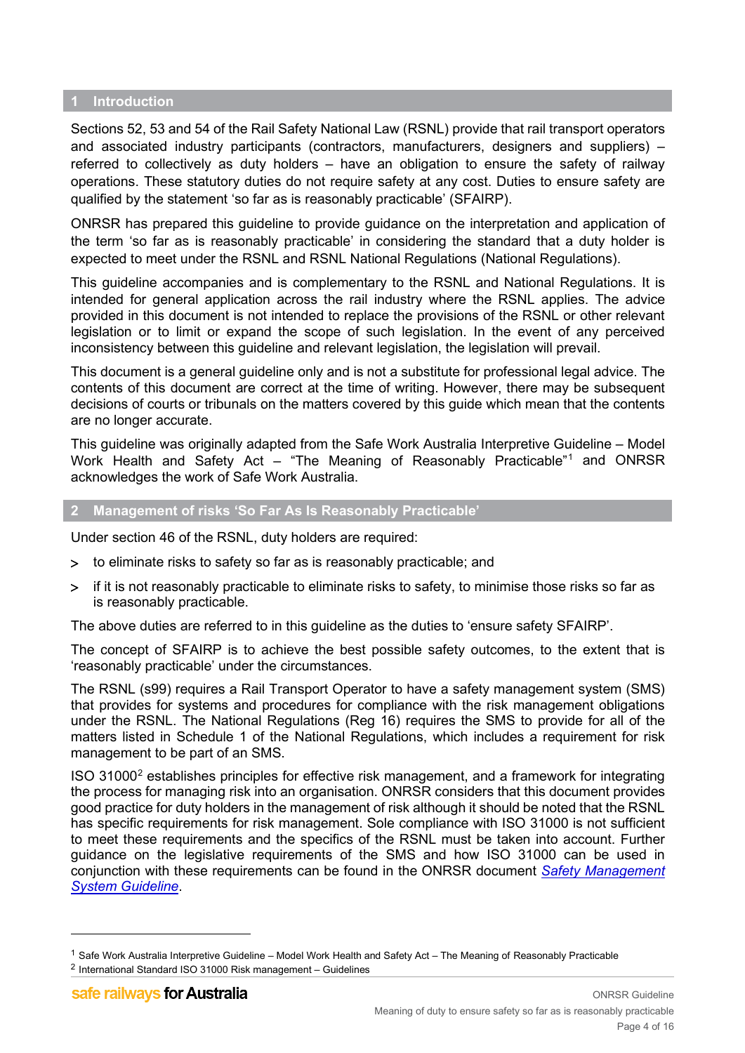## 1 Introduction

Sections 52, 53 and 54 of the Rail Safety National Law (RSNL) provide that rail transport operators and associated industry participants (contractors, manufacturers, designers and suppliers) – referred to collectively as duty holders – have an obligation to ensure the safety of railway operations. These statutory duties do not require safety at any cost. Duties to ensure safety are qualified by the statement 'so far as is reasonably practicable' (SFAIRP).

ONRSR has prepared this guideline to provide guidance on the interpretation and application of the term 'so far as is reasonably practicable' in considering the standard that a duty holder is expected to meet under the RSNL and RSNL National Regulations (National Regulations).

This guideline accompanies and is complementary to the RSNL and National Regulations. It is intended for general application across the rail industry where the RSNL applies. The advice provided in this document is not intended to replace the provisions of the RSNL or other relevant legislation or to limit or expand the scope of such legislation. In the event of any perceived inconsistency between this guideline and relevant legislation, the legislation will prevail.

This document is a general guideline only and is not a substitute for professional legal advice. The contents of this document are correct at the time of writing. However, there may be subsequent decisions of courts or tribunals on the matters covered by this guide which mean that the contents are no longer accurate.

This guideline was originally adapted from the Safe Work Australia Interpretive Guideline – Model Work Health and Safety Act – "The Meaning of Reasonably Practicable"[1] and ONRSR acknowledges the work of Safe Work Australia.

## 2 Management of risks 'So Far As Is Reasonably Practicable'

Under section 46 of the RSNL, duty holders are required:

> to eliminate risks to safety so far as is reasonably practicable; and
> if it is not reasonably practicable to eliminate risks to safety, to minimise those risks so far as is reasonably practicable.

The above duties are referred to in this guideline as the duties to 'ensure safety SFAIRP'.

The concept of SFAIRP is to achieve the best possible safety outcomes, to the extent that is 'reasonably practicable' under the circumstances.

The RSNL (s99) requires a Rail Transport Operator to have a safety management system (SMS) that provides for systems and procedures for compliance with the risk management obligations under the RSNL. The National Regulations (Reg 16) requires the SMS to provide for all of the matters listed in Schedule 1 of the National Regulations, which includes a requirement for risk management to be part of an SMS.

ISO 31000[2] establishes principles for effective risk management, and a framework for integrating the process for managing risk into an organisation. ONRSR considers that this document provides good practice for duty holders in the management of risk although it should be noted that the RSNL has specific requirements for risk management. Sole compliance with ISO 31000 is not sufficient to meet these requirements and the specifics of the RSNL must be taken into account. Further guidance on the legislative requirements of the SMS and how ISO 31000 can be used in conjunction with these requirements can be found in the ONRSR document *Safety Management System Guideline*.

---

[1] Safe Work Australia Interpretive Guideline – Model Work Health and Safety Act – The Meaning of Reasonably Practicable

[2] International Standard ISO 31000 Risk management – Guidelines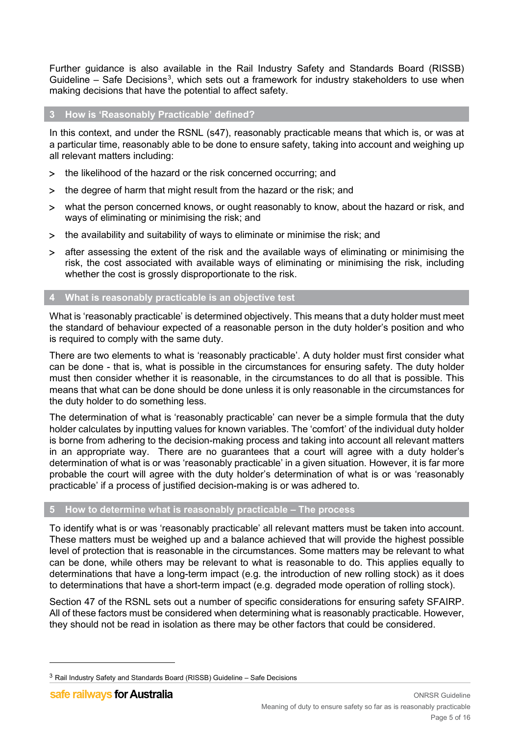Further guidance is also available in the Rail Industry Safety and Standards Board (RISSB) Guideline – Safe Decisions[3], which sets out a framework for industry stakeholders to use when making decisions that have the potential to affect safety.

## 3 How is 'Reasonably Practicable' defined?

In this context, and under the RSNL (s47), reasonably practicable means that which is, or was at a particular time, reasonably able to be done to ensure safety, taking into account and weighing up all relevant matters including:

- the likelihood of the hazard or the risk concerned occurring; and
- the degree of harm that might result from the hazard or the risk; and
- what the person concerned knows, or ought reasonably to know, about the hazard or risk, and ways of eliminating or minimising the risk; and
- the availability and suitability of ways to eliminate or minimise the risk; and
- after assessing the extent of the risk and the available ways of eliminating or minimising the risk, the cost associated with available ways of eliminating or minimising the risk, including whether the cost is grossly disproportionate to the risk.

## 4 What is reasonably practicable is an objective test

What is 'reasonably practicable' is determined objectively. This means that a duty holder must meet the standard of behaviour expected of a reasonable person in the duty holder's position and who is required to comply with the same duty.

There are two elements to what is 'reasonably practicable'. A duty holder must first consider what can be done - that is, what is possible in the circumstances for ensuring safety. The duty holder must then consider whether it is reasonable, in the circumstances to do all that is possible. This means that what can be done should be done unless it is only reasonable in the circumstances for the duty holder to do something less.

The determination of what is 'reasonably practicable' can never be a simple formula that the duty holder calculates by inputting values for known variables. The 'comfort' of the individual duty holder is borne from adhering to the decision-making process and taking into account all relevant matters in an appropriate way. There are no guarantees that a court will agree with a duty holder's determination of what is or was 'reasonably practicable' in a given situation. However, it is far more probable the court will agree with the duty holder's determination of what is or was 'reasonably practicable' if a process of justified decision-making is or was adhered to.

## 5 How to determine what is reasonably practicable – The process

To identify what is or was 'reasonably practicable' all relevant matters must be taken into account. These matters must be weighed up and a balance achieved that will provide the highest possible level of protection that is reasonable in the circumstances. Some matters may be relevant to what can be done, while others may be relevant to what is reasonable to do. This applies equally to determinations that have a long-term impact (e.g. the introduction of new rolling stock) as it does to determinations that have a short-term impact (e.g. degraded mode operation of rolling stock).

Section 47 of the RSNL sets out a number of specific considerations for ensuring safety SFAIRP. All of these factors must be considered when determining what is reasonably practicable. However, they should not be read in isolation as there may be other factors that could be considered.

---

[3] Rail Industry Safety and Standards Board (RISSB) Guideline – Safe Decisions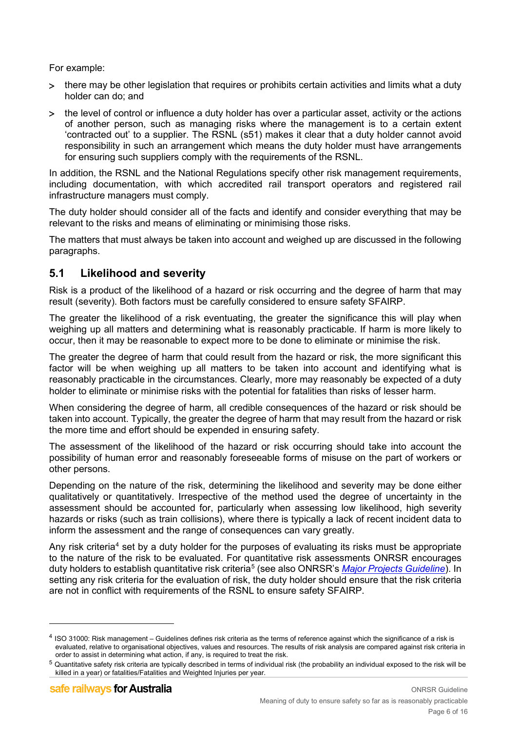For example:

- there may be other legislation that requires or prohibits certain activities and limits what a duty holder can do; and
- the level of control or influence a duty holder has over a particular asset, activity or the actions of another person, such as managing risks where the management is to a certain extent 'contracted out' to a supplier. The RSNL (s51) makes it clear that a duty holder cannot avoid responsibility in such an arrangement which means the duty holder must have arrangements for ensuring such suppliers comply with the requirements of the RSNL.

In addition, the RSNL and the National Regulations specify other risk management requirements, including documentation, with which accredited rail transport operators and registered rail infrastructure managers must comply.

The duty holder should consider all of the facts and identify and consider everything that may be relevant to the risks and means of eliminating or minimising those risks.

The matters that must always be taken into account and weighed up are discussed in the following paragraphs.

## 5.1 Likelihood and severity

Risk is a product of the likelihood of a hazard or risk occurring and the degree of harm that may result (severity). Both factors must be carefully considered to ensure safety SFAIRP.

The greater the likelihood of a risk eventuating, the greater the significance this will play when weighing up all matters and determining what is reasonably practicable. If harm is more likely to occur, then it may be reasonable to expect more to be done to eliminate or minimise the risk.

The greater the degree of harm that could result from the hazard or risk, the more significant this factor will be when weighing up all matters to be taken into account and identifying what is reasonably practicable in the circumstances. Clearly, more may reasonably be expected of a duty holder to eliminate or minimise risks with the potential for fatalities than risks of lesser harm.

When considering the degree of harm, all credible consequences of the hazard or risk should be taken into account. Typically, the greater the degree of harm that may result from the hazard or risk the more time and effort should be expended in ensuring safety.

The assessment of the likelihood of the hazard or risk occurring should take into account the possibility of human error and reasonably foreseeable forms of misuse on the part of workers or other persons.

Depending on the nature of the risk, determining the likelihood and severity may be done either qualitatively or quantitatively. Irrespective of the method used the degree of uncertainty in the assessment should be accounted for, particularly when assessing low likelihood, high severity hazards or risks (such as train collisions), where there is typically a lack of recent incident data to inform the assessment and the range of consequences can vary greatly.

Any risk criteria[4] set by a duty holder for the purposes of evaluating its risks must be appropriate to the nature of the risk to be evaluated. For quantitative risk assessments ONRSR encourages duty holders to establish quantitative risk criteria[5] (see also ONRSR's *Major Projects Guideline*). In setting any risk criteria for the evaluation of risk, the duty holder should ensure that the risk criteria are not in conflict with requirements of the RSNL to ensure safety SFAIRP.

---

[4] ISO 31000: Risk management – Guidelines defines risk criteria as the terms of reference against which the significance of a risk is evaluated, relative to organisational objectives, values and resources. The results of risk analysis are compared against risk criteria in order to assist in determining what action, if any, is required to treat the risk.

[5] Quantitative safety risk criteria are typically described in terms of individual risk (the probability an individual exposed to the risk will be killed in a year) or fatalities/Fatalities and Weighted Injuries per year.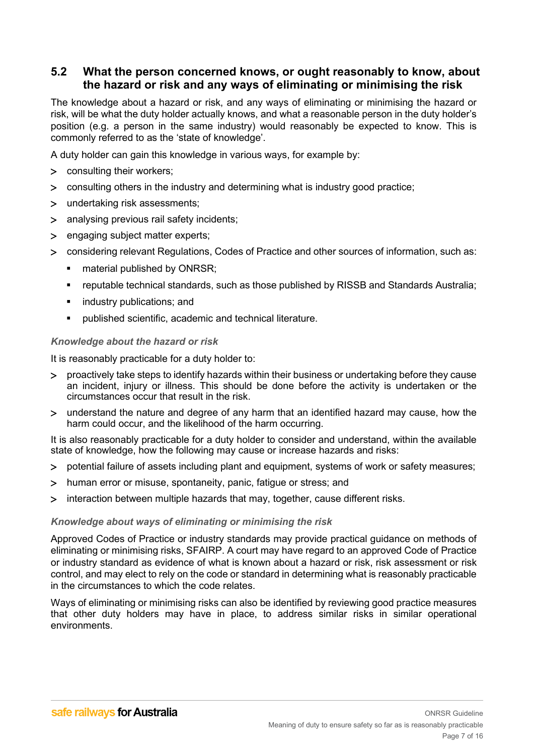## 5.2 What the person concerned knows, or ought reasonably to know, about the hazard or risk and any ways of eliminating or minimising the risk

The knowledge about a hazard or risk, and any ways of eliminating or minimising the hazard or risk, will be what the duty holder actually knows, and what a reasonable person in the duty holder's position (e.g. a person in the same industry) would reasonably be expected to know. This is commonly referred to as the 'state of knowledge'.

A duty holder can gain this knowledge in various ways, for example by:

- consulting their workers;
- consulting others in the industry and determining what is industry good practice;
- undertaking risk assessments;
- analysing previous rail safety incidents;
- engaging subject matter experts;
- considering relevant Regulations, Codes of Practice and other sources of information, such as:
  - material published by ONRSR;
  - reputable technical standards, such as those published by RISSB and Standards Australia;
  - industry publications; and
  - published scientific, academic and technical literature.

### *Knowledge about the hazard or risk*

It is reasonably practicable for a duty holder to:

- proactively take steps to identify hazards within their business or undertaking before they cause an incident, injury or illness. This should be done before the activity is undertaken or the circumstances occur that result in the risk.
- understand the nature and degree of any harm that an identified hazard may cause, how the harm could occur, and the likelihood of the harm occurring.

It is also reasonably practicable for a duty holder to consider and understand, within the available state of knowledge, how the following may cause or increase hazards and risks:

- potential failure of assets including plant and equipment, systems of work or safety measures;
- human error or misuse, spontaneity, panic, fatigue or stress; and
- interaction between multiple hazards that may, together, cause different risks.

### *Knowledge about ways of eliminating or minimising the risk*

Approved Codes of Practice or industry standards may provide practical guidance on methods of eliminating or minimising risks, SFAIRP. A court may have regard to an approved Code of Practice or industry standard as evidence of what is known about a hazard or risk, risk assessment or risk control, and may elect to rely on the code or standard in determining what is reasonably practicable in the circumstances to which the code relates.

Ways of eliminating or minimising risks can also be identified by reviewing good practice measures that other duty holders may have in place, to address similar risks in similar operational environments.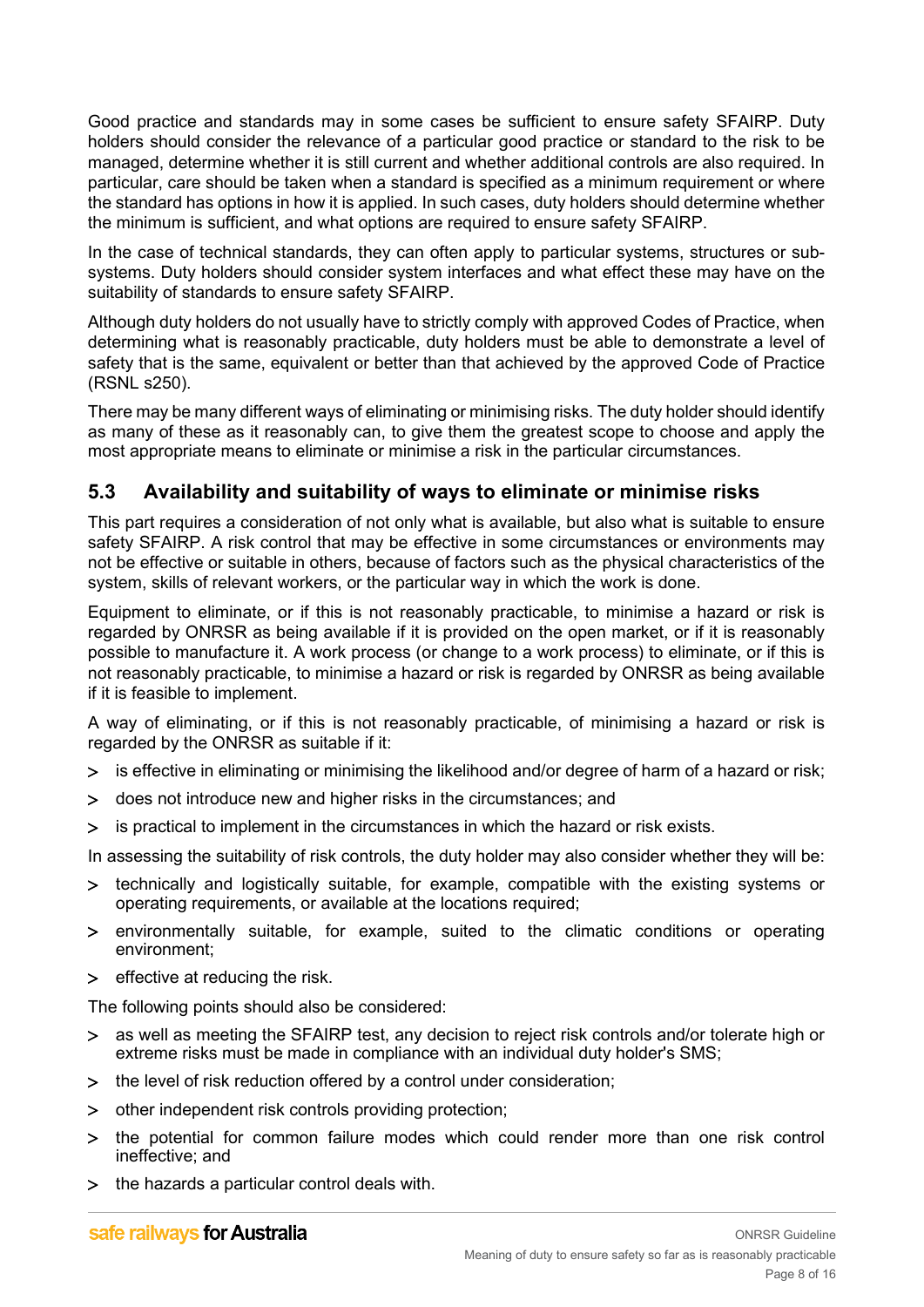Good practice and standards may in some cases be sufficient to ensure safety SFAIRP. Duty holders should consider the relevance of a particular good practice or standard to the risk to be managed, determine whether it is still current and whether additional controls are also required. In particular, care should be taken when a standard is specified as a minimum requirement or where the standard has options in how it is applied. In such cases, duty holders should determine whether the minimum is sufficient, and what options are required to ensure safety SFAIRP.

In the case of technical standards, they can often apply to particular systems, structures or sub-systems. Duty holders should consider system interfaces and what effect these may have on the suitability of standards to ensure safety SFAIRP.

Although duty holders do not usually have to strictly comply with approved Codes of Practice, when determining what is reasonably practicable, duty holders must be able to demonstrate a level of safety that is the same, equivalent or better than that achieved by the approved Code of Practice (RSNL s250).

There may be many different ways of eliminating or minimising risks. The duty holder should identify as many of these as it reasonably can, to give them the greatest scope to choose and apply the most appropriate means to eliminate or minimise a risk in the particular circumstances.

## 5.3 Availability and suitability of ways to eliminate or minimise risks

This part requires a consideration of not only what is available, but also what is suitable to ensure safety SFAIRP. A risk control that may be effective in some circumstances or environments may not be effective or suitable in others, because of factors such as the physical characteristics of the system, skills of relevant workers, or the particular way in which the work is done.

Equipment to eliminate, or if this is not reasonably practicable, to minimise a hazard or risk is regarded by ONRSR as being available if it is provided on the open market, or if it is reasonably possible to manufacture it. A work process (or change to a work process) to eliminate, or if this is not reasonably practicable, to minimise a hazard or risk is regarded by ONRSR as being available if it is feasible to implement.

A way of eliminating, or if this is not reasonably practicable, of minimising a hazard or risk is regarded by the ONRSR as suitable if it:

- is effective in eliminating or minimising the likelihood and/or degree of harm of a hazard or risk;
- does not introduce new and higher risks in the circumstances; and
- is practical to implement in the circumstances in which the hazard or risk exists.

In assessing the suitability of risk controls, the duty holder may also consider whether they will be:

- technically and logistically suitable, for example, compatible with the existing systems or operating requirements, or available at the locations required;
- environmentally suitable, for example, suited to the climatic conditions or operating environment;
- effective at reducing the risk.

The following points should also be considered:

- as well as meeting the SFAIRP test, any decision to reject risk controls and/or tolerate high or extreme risks must be made in compliance with an individual duty holder's SMS;
- the level of risk reduction offered by a control under consideration;
- other independent risk controls providing protection;
- the potential for common failure modes which could render more than one risk control ineffective; and
- the hazards a particular control deals with.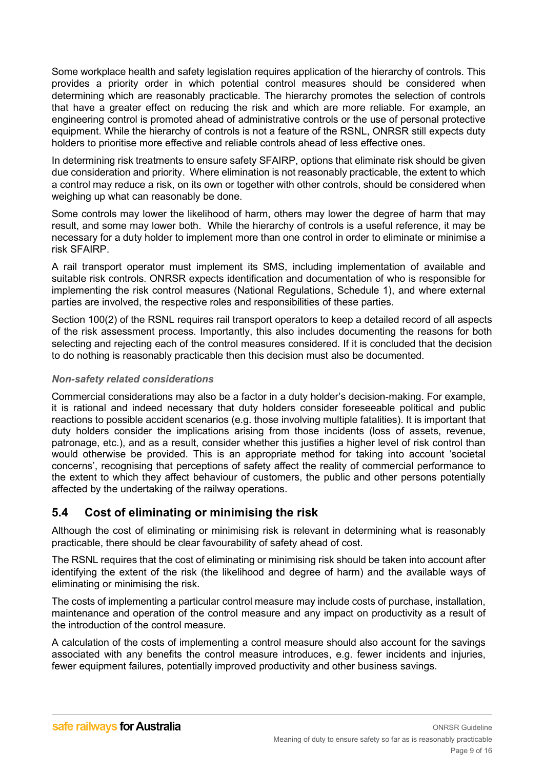Some workplace health and safety legislation requires application of the hierarchy of controls. This provides a priority order in which potential control measures should be considered when determining which are reasonably practicable. The hierarchy promotes the selection of controls that have a greater effect on reducing the risk and which are more reliable. For example, an engineering control is promoted ahead of administrative controls or the use of personal protective equipment. While the hierarchy of controls is not a feature of the RSNL, ONRSR still expects duty holders to prioritise more effective and reliable controls ahead of less effective ones.

In determining risk treatments to ensure safety SFAIRP, options that eliminate risk should be given due consideration and priority. Where elimination is not reasonably practicable, the extent to which a control may reduce a risk, on its own or together with other controls, should be considered when weighing up what can reasonably be done.

Some controls may lower the likelihood of harm, others may lower the degree of harm that may result, and some may lower both. While the hierarchy of controls is a useful reference, it may be necessary for a duty holder to implement more than one control in order to eliminate or minimise a risk SFAIRP.

A rail transport operator must implement its SMS, including implementation of available and suitable risk controls. ONRSR expects identification and documentation of who is responsible for implementing the risk control measures (National Regulations, Schedule 1), and where external parties are involved, the respective roles and responsibilities of these parties.

Section 100(2) of the RSNL requires rail transport operators to keep a detailed record of all aspects of the risk assessment process. Importantly, this also includes documenting the reasons for both selecting and rejecting each of the control measures considered. If it is concluded that the decision to do nothing is reasonably practicable then this decision must also be documented.

***Non-safety related considerations***

Commercial considerations may also be a factor in a duty holder's decision-making. For example, it is rational and indeed necessary that duty holders consider foreseeable political and public reactions to possible accident scenarios (e.g. those involving multiple fatalities). It is important that duty holders consider the implications arising from those incidents (loss of assets, revenue, patronage, etc.), and as a result, consider whether this justifies a higher level of risk control than would otherwise be provided. This is an appropriate method for taking into account 'societal concerns', recognising that perceptions of safety affect the reality of commercial performance to the extent to which they affect behaviour of customers, the public and other persons potentially affected by the undertaking of the railway operations.

## 5.4 Cost of eliminating or minimising the risk

Although the cost of eliminating or minimising risk is relevant in determining what is reasonably practicable, there should be clear favourability of safety ahead of cost.

The RSNL requires that the cost of eliminating or minimising risk should be taken into account after identifying the extent of the risk (the likelihood and degree of harm) and the available ways of eliminating or minimising the risk.

The costs of implementing a particular control measure may include costs of purchase, installation, maintenance and operation of the control measure and any impact on productivity as a result of the introduction of the control measure.

A calculation of the costs of implementing a control measure should also account for the savings associated with any benefits the control measure introduces, e.g. fewer incidents and injuries, fewer equipment failures, potentially improved productivity and other business savings.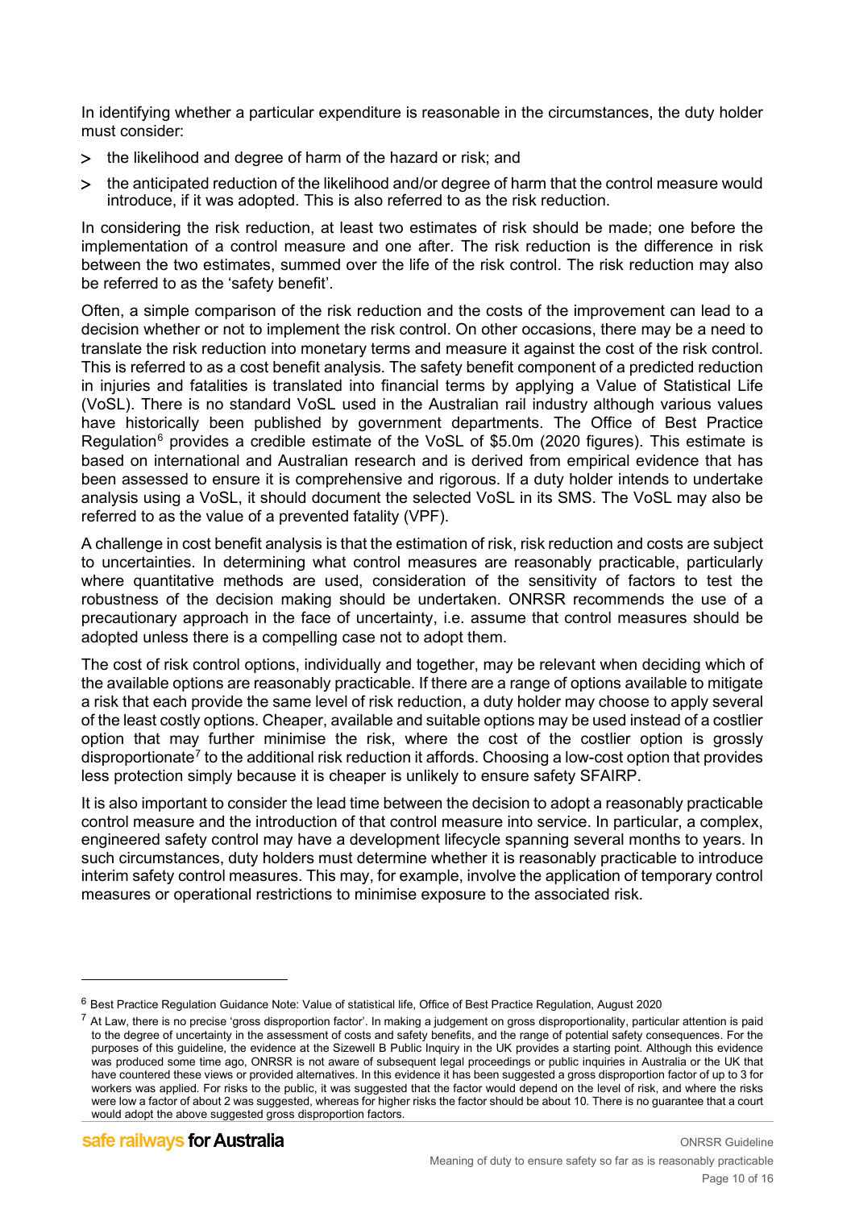In identifying whether a particular expenditure is reasonable in the circumstances, the duty holder must consider:

- the likelihood and degree of harm of the hazard or risk; and
- the anticipated reduction of the likelihood and/or degree of harm that the control measure would introduce, if it was adopted. This is also referred to as the risk reduction.

In considering the risk reduction, at least two estimates of risk should be made; one before the implementation of a control measure and one after. The risk reduction is the difference in risk between the two estimates, summed over the life of the risk control. The risk reduction may also be referred to as the 'safety benefit'.

Often, a simple comparison of the risk reduction and the costs of the improvement can lead to a decision whether or not to implement the risk control. On other occasions, there may be a need to translate the risk reduction into monetary terms and measure it against the cost of the risk control. This is referred to as a cost benefit analysis. The safety benefit component of a predicted reduction in injuries and fatalities is translated into financial terms by applying a Value of Statistical Life (VoSL). There is no standard VoSL used in the Australian rail industry although various values have historically been published by government departments. The Office of Best Practice Regulation[6] provides a credible estimate of the VoSL of $5.0m (2020 figures). This estimate is based on international and Australian research and is derived from empirical evidence that has been assessed to ensure it is comprehensive and rigorous. If a duty holder intends to undertake analysis using a VoSL, it should document the selected VoSL in its SMS. The VoSL may also be referred to as the value of a prevented fatality (VPF).

A challenge in cost benefit analysis is that the estimation of risk, risk reduction and costs are subject to uncertainties. In determining what control measures are reasonably practicable, particularly where quantitative methods are used, consideration of the sensitivity of factors to test the robustness of the decision making should be undertaken. ONRSR recommends the use of a precautionary approach in the face of uncertainty, i.e. assume that control measures should be adopted unless there is a compelling case not to adopt them.

The cost of risk control options, individually and together, may be relevant when deciding which of the available options are reasonably practicable. If there are a range of options available to mitigate a risk that each provide the same level of risk reduction, a duty holder may choose to apply several of the least costly options. Cheaper, available and suitable options may be used instead of a costlier option that may further minimise the risk, where the cost of the costlier option is grossly disproportionate[7] to the additional risk reduction it affords. Choosing a low-cost option that provides less protection simply because it is cheaper is unlikely to ensure safety SFAIRP.

It is also important to consider the lead time between the decision to adopt a reasonably practicable control measure and the introduction of that control measure into service. In particular, a complex, engineered safety control may have a development lifecycle spanning several months to years. In such circumstances, duty holders must determine whether it is reasonably practicable to introduce interim safety control measures. This may, for example, involve the application of temporary control measures or operational restrictions to minimise exposure to the associated risk.

---

[6] Best Practice Regulation Guidance Note: Value of statistical life, Office of Best Practice Regulation, August 2020

[7] At Law, there is no precise 'gross disproportion factor'. In making a judgement on gross disproportionality, particular attention is paid to the degree of uncertainty in the assessment of costs and safety benefits, and the range of potential safety consequences. For the purposes of this guideline, the evidence at the Sizewell B Public Inquiry in the UK provides a starting point. Although this evidence was produced some time ago, ONRSR is not aware of subsequent legal proceedings or public inquiries in Australia or the UK that have countered these views or provided alternatives. In this evidence it has been suggested a gross disproportion factor of up to 3 for workers was applied. For risks to the public, it was suggested that the factor would depend on the level of risk, and where the risks were low a factor of about 2 was suggested, whereas for higher risks the factor should be about 10. There is no guarantee that a court would adopt the above suggested gross disproportion factors.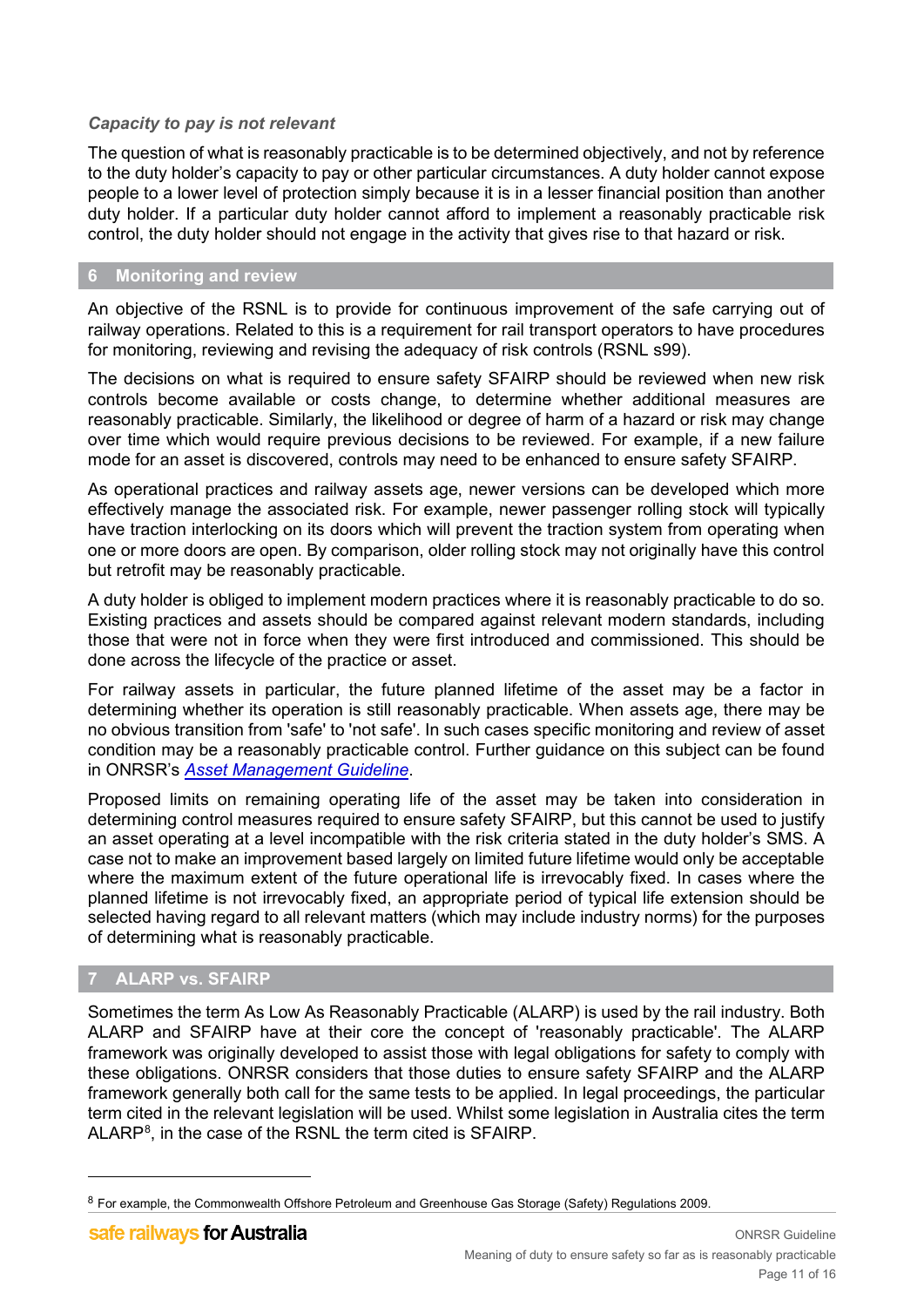### *Capacity to pay is not relevant*

The question of what is reasonably practicable is to be determined objectively, and not by reference to the duty holder's capacity to pay or other particular circumstances. A duty holder cannot expose people to a lower level of protection simply because it is in a lesser financial position than another duty holder. If a particular duty holder cannot afford to implement a reasonably practicable risk control, the duty holder should not engage in the activity that gives rise to that hazard or risk.

## 6 Monitoring and review

An objective of the RSNL is to provide for continuous improvement of the safe carrying out of railway operations. Related to this is a requirement for rail transport operators to have procedures for monitoring, reviewing and revising the adequacy of risk controls (RSNL s99).

The decisions on what is required to ensure safety SFAIRP should be reviewed when new risk controls become available or costs change, to determine whether additional measures are reasonably practicable. Similarly, the likelihood or degree of harm of a hazard or risk may change over time which would require previous decisions to be reviewed. For example, if a new failure mode for an asset is discovered, controls may need to be enhanced to ensure safety SFAIRP.

As operational practices and railway assets age, newer versions can be developed which more effectively manage the associated risk. For example, newer passenger rolling stock will typically have traction interlocking on its doors which will prevent the traction system from operating when one or more doors are open. By comparison, older rolling stock may not originally have this control but retrofit may be reasonably practicable.

A duty holder is obliged to implement modern practices where it is reasonably practicable to do so. Existing practices and assets should be compared against relevant modern standards, including those that were not in force when they were first introduced and commissioned. This should be done across the lifecycle of the practice or asset.

For railway assets in particular, the future planned lifetime of the asset may be a factor in determining whether its operation is still reasonably practicable. When assets age, there may be no obvious transition from 'safe' to 'not safe'. In such cases specific monitoring and review of asset condition may be a reasonably practicable control. Further guidance on this subject can be found in ONRSR's *Asset Management Guideline*.

Proposed limits on remaining operating life of the asset may be taken into consideration in determining control measures required to ensure safety SFAIRP, but this cannot be used to justify an asset operating at a level incompatible with the risk criteria stated in the duty holder's SMS. A case not to make an improvement based largely on limited future lifetime would only be acceptable where the maximum extent of the future operational life is irrevocably fixed. In cases where the planned lifetime is not irrevocably fixed, an appropriate period of typical life extension should be selected having regard to all relevant matters (which may include industry norms) for the purposes of determining what is reasonably practicable.

## 7 ALARP vs. SFAIRP

Sometimes the term As Low As Reasonably Practicable (ALARP) is used by the rail industry. Both ALARP and SFAIRP have at their core the concept of 'reasonably practicable'. The ALARP framework was originally developed to assist those with legal obligations for safety to comply with these obligations. ONRSR considers that those duties to ensure safety SFAIRP and the ALARP framework generally both call for the same tests to be applied. In legal proceedings, the particular term cited in the relevant legislation will be used. Whilst some legislation in Australia cites the term ALARP[8], in the case of the RSNL the term cited is SFAIRP.

---

[8] For example, the Commonwealth Offshore Petroleum and Greenhouse Gas Storage (Safety) Regulations 2009.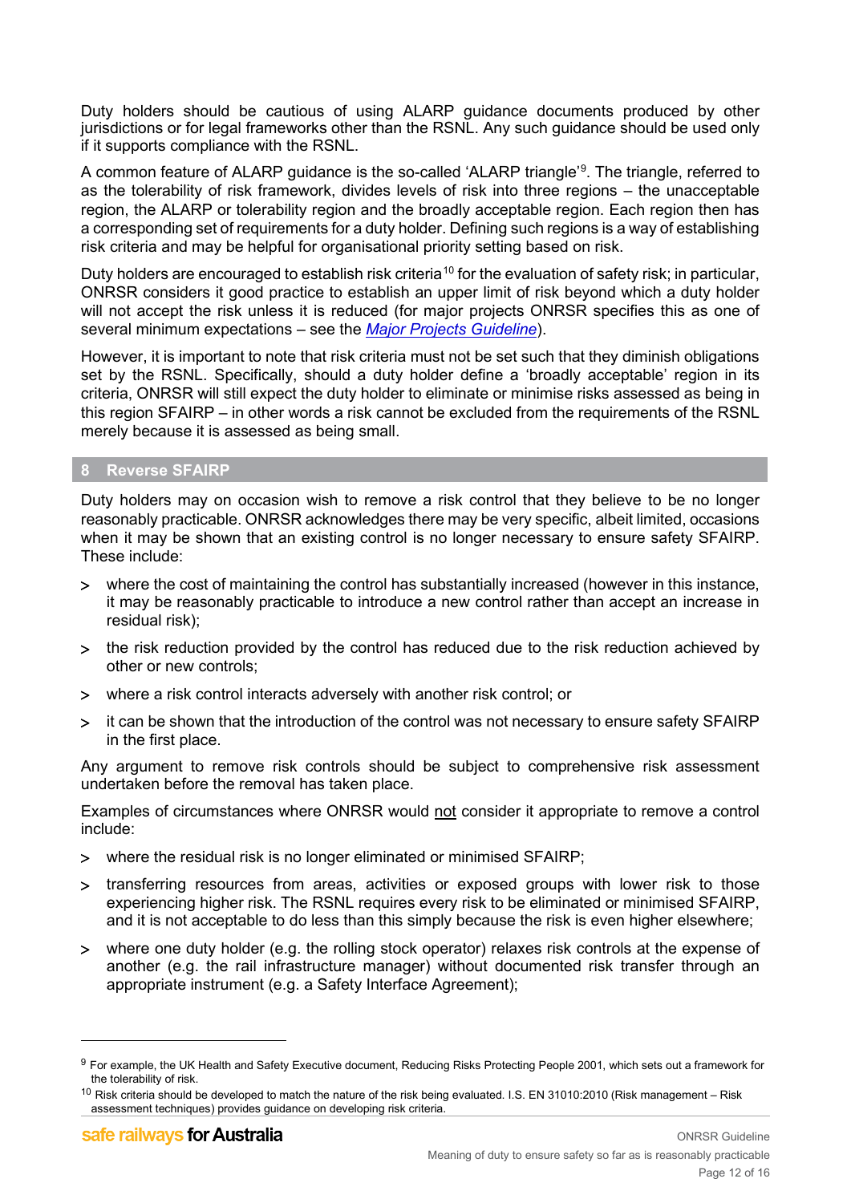Duty holders should be cautious of using ALARP guidance documents produced by other jurisdictions or for legal frameworks other than the RSNL. Any such guidance should be used only if it supports compliance with the RSNL.

A common feature of ALARP guidance is the so-called 'ALARP triangle'[9]. The triangle, referred to as the tolerability of risk framework, divides levels of risk into three regions – the unacceptable region, the ALARP or tolerability region and the broadly acceptable region. Each region then has a corresponding set of requirements for a duty holder. Defining such regions is a way of establishing risk criteria and may be helpful for organisational priority setting based on risk.

Duty holders are encouraged to establish risk criteria[10] for the evaluation of safety risk; in particular, ONRSR considers it good practice to establish an upper limit of risk beyond which a duty holder will not accept the risk unless it is reduced (for major projects ONRSR specifies this as one of several minimum expectations – see the *Major Projects Guideline*).

However, it is important to note that risk criteria must not be set such that they diminish obligations set by the RSNL. Specifically, should a duty holder define a 'broadly acceptable' region in its criteria, ONRSR will still expect the duty holder to eliminate or minimise risks assessed as being in this region SFAIRP – in other words a risk cannot be excluded from the requirements of the RSNL merely because it is assessed as being small.

## 8 Reverse SFAIRP

Duty holders may on occasion wish to remove a risk control that they believe to be no longer reasonably practicable. ONRSR acknowledges there may be very specific, albeit limited, occasions when it may be shown that an existing control is no longer necessary to ensure safety SFAIRP. These include:

- where the cost of maintaining the control has substantially increased (however in this instance, it may be reasonably practicable to introduce a new control rather than accept an increase in residual risk);
- the risk reduction provided by the control has reduced due to the risk reduction achieved by other or new controls;
- where a risk control interacts adversely with another risk control; or
- it can be shown that the introduction of the control was not necessary to ensure safety SFAIRP in the first place.

Any argument to remove risk controls should be subject to comprehensive risk assessment undertaken before the removal has taken place.

Examples of circumstances where ONRSR would not consider it appropriate to remove a control include:

- where the residual risk is no longer eliminated or minimised SFAIRP;
- transferring resources from areas, activities or exposed groups with lower risk to those experiencing higher risk. The RSNL requires every risk to be eliminated or minimised SFAIRP, and it is not acceptable to do less than this simply because the risk is even higher elsewhere;
- where one duty holder (e.g. the rolling stock operator) relaxes risk controls at the expense of another (e.g. the rail infrastructure manager) without documented risk transfer through an appropriate instrument (e.g. a Safety Interface Agreement);

---

[9] For example, the UK Health and Safety Executive document, Reducing Risks Protecting People 2001, which sets out a framework for the tolerability of risk.

[10] Risk criteria should be developed to match the nature of the risk being evaluated. I.S. EN 31010:2010 (Risk management – Risk assessment techniques) provides guidance on developing risk criteria.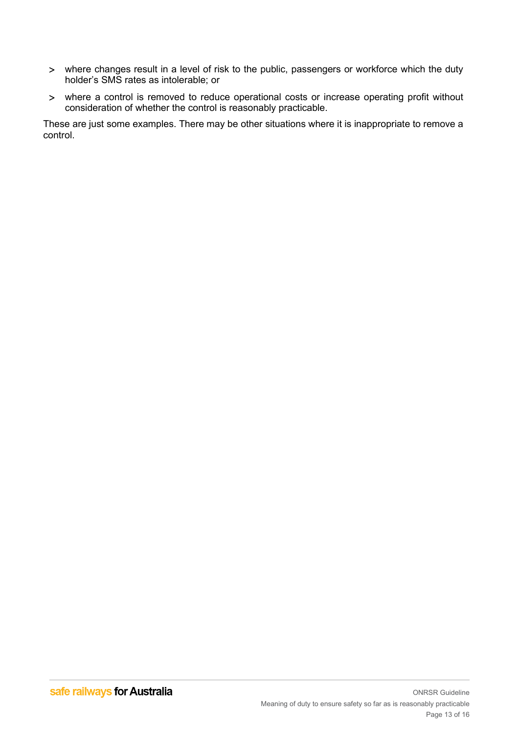- where changes result in a level of risk to the public, passengers or workforce which the duty holder's SMS rates as intolerable; or
- where a control is removed to reduce operational costs or increase operating profit without consideration of whether the control is reasonably practicable.

These are just some examples. There may be other situations where it is inappropriate to remove a control.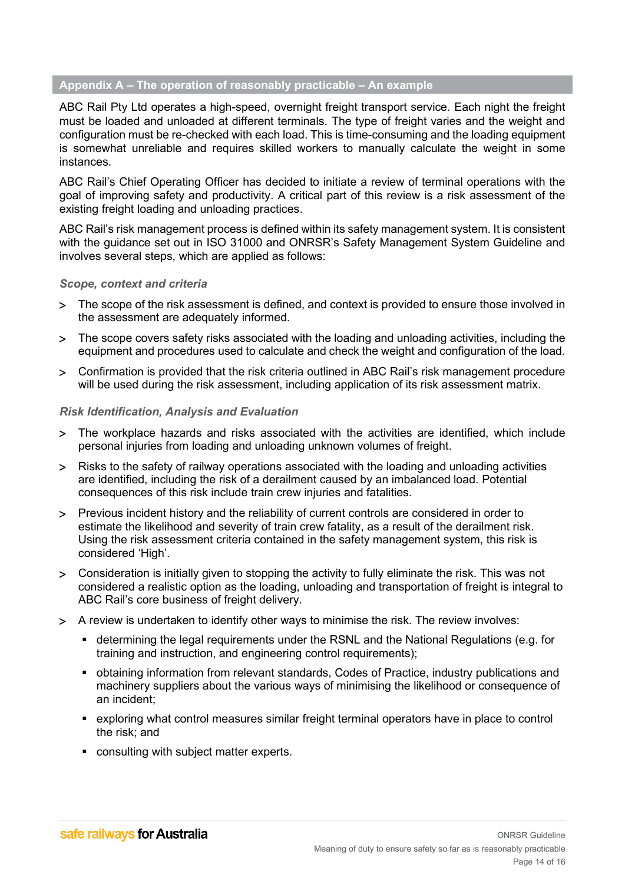## Appendix A – The operation of reasonably practicable – An example

ABC Rail Pty Ltd operates a high-speed, overnight freight transport service. Each night the freight must be loaded and unloaded at different terminals. The type of freight varies and the weight and configuration must be re-checked with each load. This is time-consuming and the loading equipment is somewhat unreliable and requires skilled workers to manually calculate the weight in some instances.

ABC Rail's Chief Operating Officer has decided to initiate a review of terminal operations with the goal of improving safety and productivity. A critical part of this review is a risk assessment of the existing freight loading and unloading practices.

ABC Rail's risk management process is defined within its safety management system. It is consistent with the guidance set out in ISO 31000 and ONRSR's Safety Management System Guideline and involves several steps, which are applied as follows:

### *Scope, context and criteria*

- The scope of the risk assessment is defined, and context is provided to ensure those involved in the assessment are adequately informed.
- The scope covers safety risks associated with the loading and unloading activities, including the equipment and procedures used to calculate and check the weight and configuration of the load.
- Confirmation is provided that the risk criteria outlined in ABC Rail's risk management procedure will be used during the risk assessment, including application of its risk assessment matrix.

### *Risk Identification, Analysis and Evaluation*

- The workplace hazards and risks associated with the activities are identified, which include personal injuries from loading and unloading unknown volumes of freight.
- Risks to the safety of railway operations associated with the loading and unloading activities are identified, including the risk of a derailment caused by an imbalanced load. Potential consequences of this risk include train crew injuries and fatalities.
- Previous incident history and the reliability of current controls are considered in order to estimate the likelihood and severity of train crew fatality, as a result of the derailment risk. Using the risk assessment criteria contained in the safety management system, this risk is considered 'High'.
- Consideration is initially given to stopping the activity to fully eliminate the risk. This was not considered a realistic option as the loading, unloading and transportation of freight is integral to ABC Rail's core business of freight delivery.
- A review is undertaken to identify other ways to minimise the risk. The review involves:
  - determining the legal requirements under the RSNL and the National Regulations (e.g. for training and instruction, and engineering control requirements);
  - obtaining information from relevant standards, Codes of Practice, industry publications and machinery suppliers about the various ways of minimising the likelihood or consequence of an incident;
  - exploring what control measures similar freight terminal operators have in place to control the risk; and
  - consulting with subject matter experts.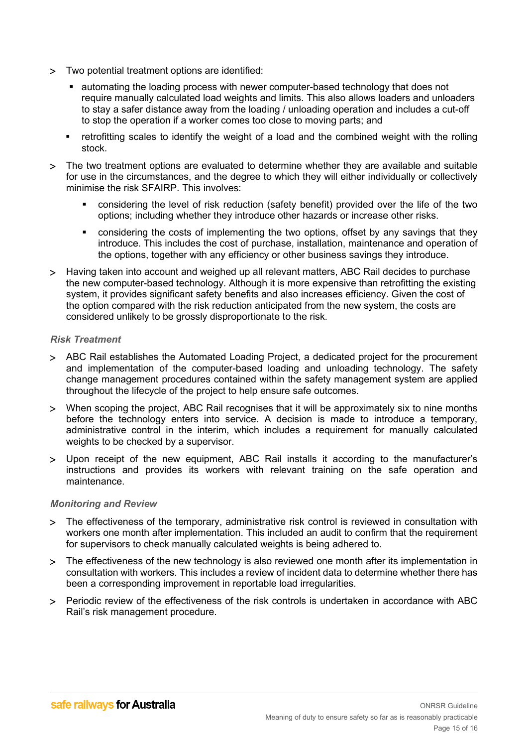- Two potential treatment options are identified:
  - automating the loading process with newer computer-based technology that does not require manually calculated load weights and limits. This also allows loaders and unloaders to stay a safer distance away from the loading / unloading operation and includes a cut-off to stop the operation if a worker comes too close to moving parts; and
  - retrofitting scales to identify the weight of a load and the combined weight with the rolling stock.
- The two treatment options are evaluated to determine whether they are available and suitable for use in the circumstances, and the degree to which they will either individually or collectively minimise the risk SFAIRP. This involves:
  - considering the level of risk reduction (safety benefit) provided over the life of the two options; including whether they introduce other hazards or increase other risks.
  - considering the costs of implementing the two options, offset by any savings that they introduce. This includes the cost of purchase, installation, maintenance and operation of the options, together with any efficiency or other business savings they introduce.
- Having taken into account and weighed up all relevant matters, ABC Rail decides to purchase the new computer-based technology. Although it is more expensive than retrofitting the existing system, it provides significant safety benefits and also increases efficiency. Given the cost of the option compared with the risk reduction anticipated from the new system, the costs are considered unlikely to be grossly disproportionate to the risk.

*Risk Treatment*

- ABC Rail establishes the Automated Loading Project, a dedicated project for the procurement and implementation of the computer-based loading and unloading technology. The safety change management procedures contained within the safety management system are applied throughout the lifecycle of the project to help ensure safe outcomes.
- When scoping the project, ABC Rail recognises that it will be approximately six to nine months before the technology enters into service. A decision is made to introduce a temporary, administrative control in the interim, which includes a requirement for manually calculated weights to be checked by a supervisor.
- Upon receipt of the new equipment, ABC Rail installs it according to the manufacturer's instructions and provides its workers with relevant training on the safe operation and maintenance.

*Monitoring and Review*

- The effectiveness of the temporary, administrative risk control is reviewed in consultation with workers one month after implementation. This included an audit to confirm that the requirement for supervisors to check manually calculated weights is being adhered to.
- The effectiveness of the new technology is also reviewed one month after its implementation in consultation with workers. This includes a review of incident data to determine whether there has been a corresponding improvement in reportable load irregularities.
- Periodic review of the effectiveness of the risk controls is undertaken in accordance with ABC Rail's risk management procedure.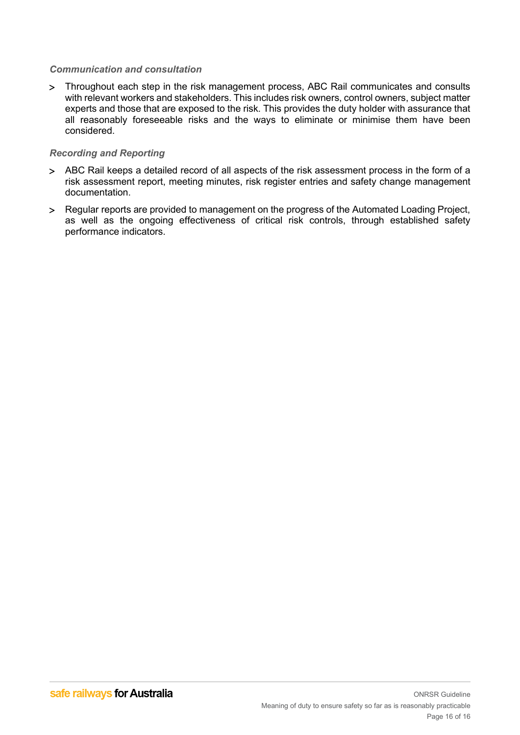*Communication and consultation*

- Throughout each step in the risk management process, ABC Rail communicates and consults with relevant workers and stakeholders. This includes risk owners, control owners, subject matter experts and those that are exposed to the risk. This provides the duty holder with assurance that all reasonably foreseeable risks and the ways to eliminate or minimise them have been considered.

*Recording and Reporting*

- ABC Rail keeps a detailed record of all aspects of the risk assessment process in the form of a risk assessment report, meeting minutes, risk register entries and safety change management documentation.
- Regular reports are provided to management on the progress of the Automated Loading Project, as well as the ongoing effectiveness of critical risk controls, through established safety performance indicators.